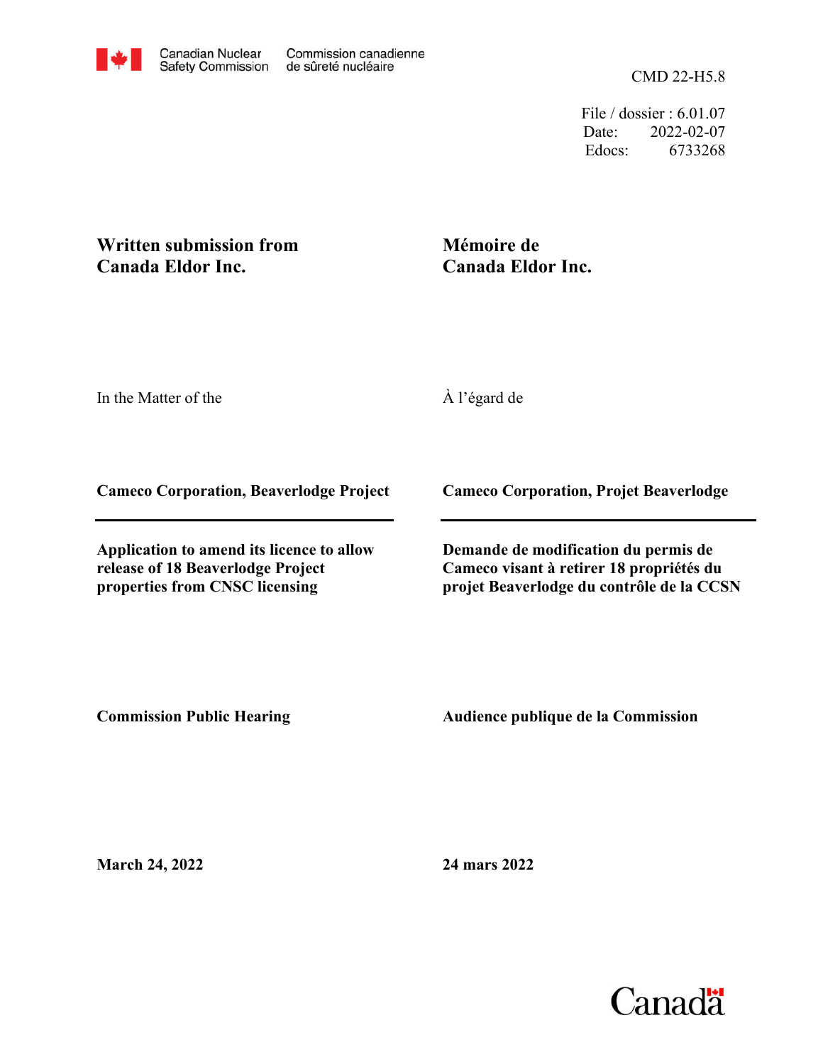Canadian Nuclear Safety Commission / Commission canadienne de sûreté nucléaire

CMD 22-H5.8

File / dossier : 6.01.07
Date: 2022-02-07
Edocs: 6733268

**Written submission from Canada Eldor Inc.**

**Mémoire de Canada Eldor Inc.**

In the Matter of the

À l'égard de

**Cameco Corporation, Beaverlodge Project**

**Cameco Corporation, Projet Beaverlodge**

**Application to amend its licence to allow release of 18 Beaverlodge Project properties from CNSC licensing**

**Demande de modification du permis de Cameco visant à retirer 18 propriétés du projet Beaverlodge du contrôle de la CCSN**

**Commission Public Hearing**

**Audience publique de la Commission**

**March 24, 2022**

**24 mars 2022**

Canada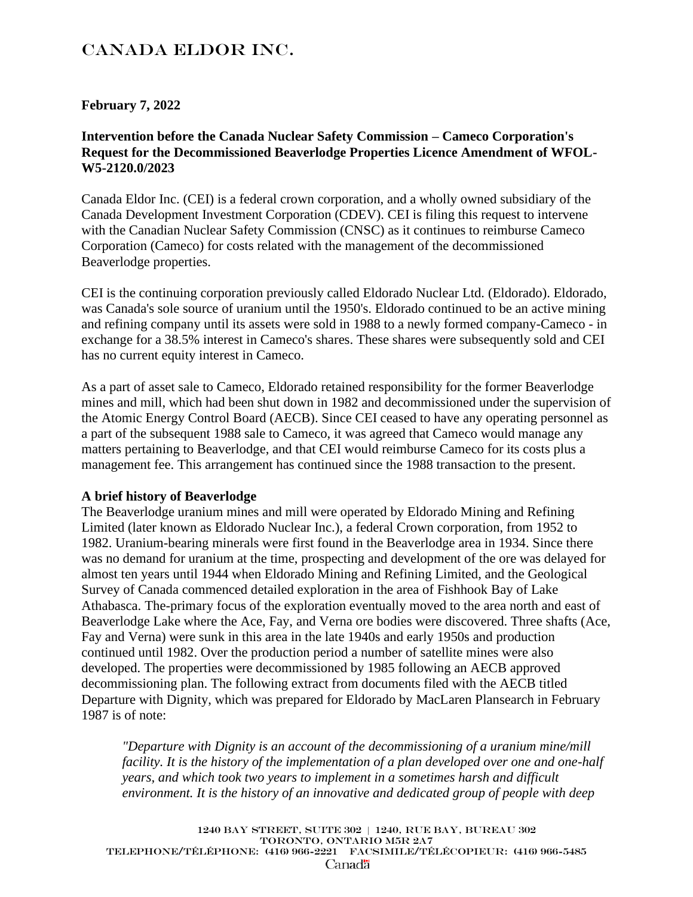# CANADA ELDOR INC.

**February 7, 2022**

**Intervention before the Canada Nuclear Safety Commission – Cameco Corporation's Request for the Decommissioned Beaverlodge Properties Licence Amendment of WFOL-W5-2120.0/2023**

Canada Eldor Inc. (CEI) is a federal crown corporation, and a wholly owned subsidiary of the Canada Development Investment Corporation (CDEV). CEI is filing this request to intervene with the Canadian Nuclear Safety Commission (CNSC) as it continues to reimburse Cameco Corporation (Cameco) for costs related with the management of the decommissioned Beaverlodge properties.

CEI is the continuing corporation previously called Eldorado Nuclear Ltd. (Eldorado). Eldorado, was Canada's sole source of uranium until the 1950's. Eldorado continued to be an active mining and refining company until its assets were sold in 1988 to a newly formed company-Cameco - in exchange for a 38.5% interest in Cameco's shares. These shares were subsequently sold and CEI has no current equity interest in Cameco.

As a part of asset sale to Cameco, Eldorado retained responsibility for the former Beaverlodge mines and mill, which had been shut down in 1982 and decommissioned under the supervision of the Atomic Energy Control Board (AECB). Since CEI ceased to have any operating personnel as a part of the subsequent 1988 sale to Cameco, it was agreed that Cameco would manage any matters pertaining to Beaverlodge, and that CEI would reimburse Cameco for its costs plus a management fee. This arrangement has continued since the 1988 transaction to the present.

**A brief history of Beaverlodge**

The Beaverlodge uranium mines and mill were operated by Eldorado Mining and Refining Limited (later known as Eldorado Nuclear Inc.), a federal Crown corporation, from 1952 to 1982. Uranium-bearing minerals were first found in the Beaverlodge area in 1934. Since there was no demand for uranium at the time, prospecting and development of the ore was delayed for almost ten years until 1944 when Eldorado Mining and Refining Limited, and the Geological Survey of Canada commenced detailed exploration in the area of Fishhook Bay of Lake Athabasca. The-primary focus of the exploration eventually moved to the area north and east of Beaverlodge Lake where the Ace, Fay, and Verna ore bodies were discovered. Three shafts (Ace, Fay and Verna) were sunk in this area in the late 1940s and early 1950s and production continued until 1982. Over the production period a number of satellite mines were also developed. The properties were decommissioned by 1985 following an AECB approved decommissioning plan. The following extract from documents filed with the AECB titled Departure with Dignity, which was prepared for Eldorado by MacLaren Plansearch in February 1987 is of note:

> *"Departure with Dignity is an account of the decommissioning of a uranium mine/mill facility. It is the history of the implementation of a plan developed over one and one-half years, and which took two years to implement in a sometimes harsh and difficult environment. It is the history of an innovative and dedicated group of people with deep*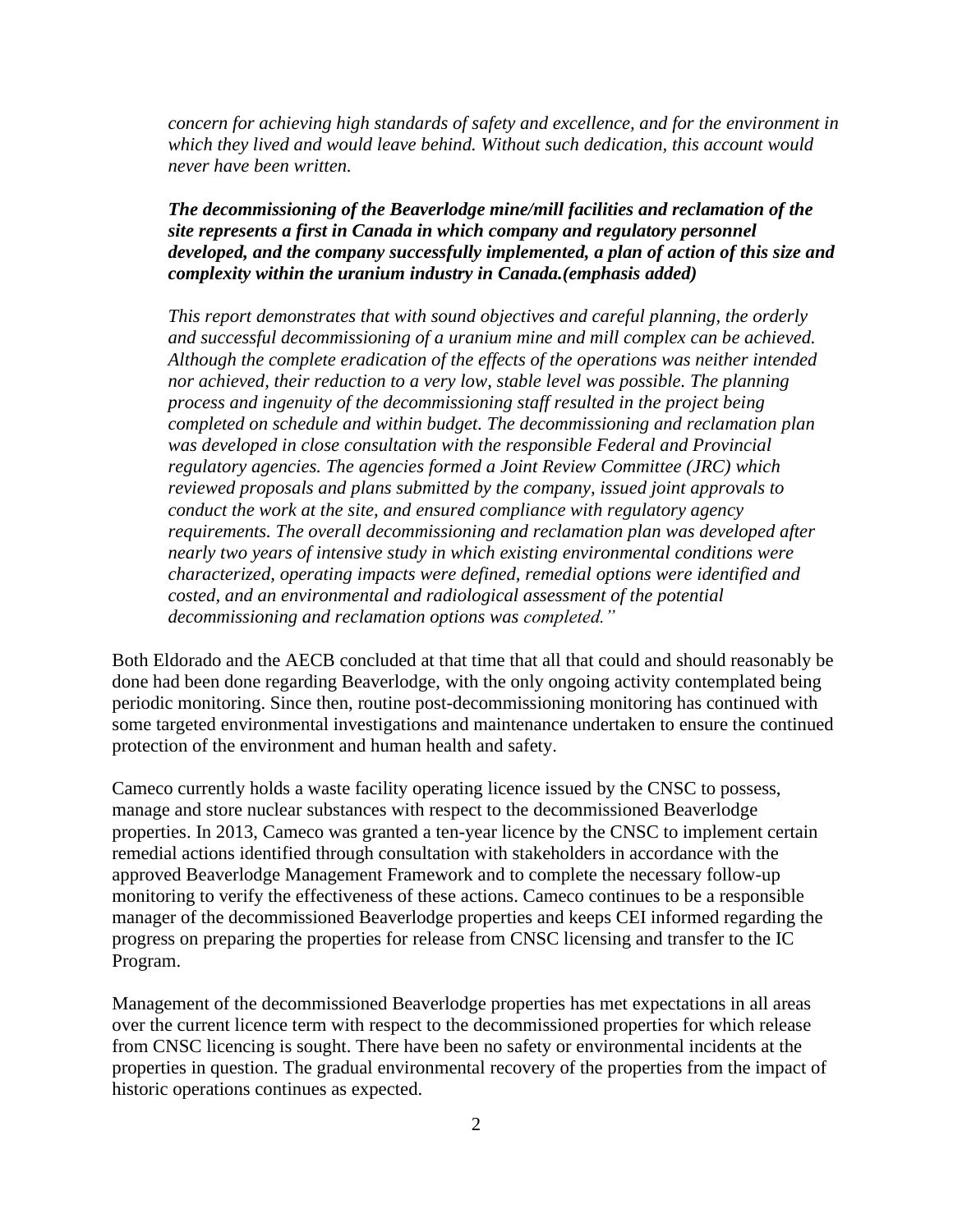*concern for achieving high standards of safety and excellence, and for the environment in which they lived and would leave behind. Without such dedication, this account would never have been written.*

***The decommissioning of the Beaverlodge mine/mill facilities and reclamation of the site represents a first in Canada in which company and regulatory personnel developed, and the company successfully implemented, a plan of action of this size and complexity within the uranium industry in Canada.(emphasis added)***

*This report demonstrates that with sound objectives and careful planning, the orderly and successful decommissioning of a uranium mine and mill complex can be achieved. Although the complete eradication of the effects of the operations was neither intended nor achieved, their reduction to a very low, stable level was possible. The planning process and ingenuity of the decommissioning staff resulted in the project being completed on schedule and within budget. The decommissioning and reclamation plan was developed in close consultation with the responsible Federal and Provincial regulatory agencies. The agencies formed a Joint Review Committee (JRC) which reviewed proposals and plans submitted by the company, issued joint approvals to conduct the work at the site, and ensured compliance with regulatory agency requirements. The overall decommissioning and reclamation plan was developed after nearly two years of intensive study in which existing environmental conditions were characterized, operating impacts were defined, remedial options were identified and costed, and an environmental and radiological assessment of the potential decommissioning and reclamation options was completed."*

Both Eldorado and the AECB concluded at that time that all that could and should reasonably be done had been done regarding Beaverlodge, with the only ongoing activity contemplated being periodic monitoring. Since then, routine post-decommissioning monitoring has continued with some targeted environmental investigations and maintenance undertaken to ensure the continued protection of the environment and human health and safety.

Cameco currently holds a waste facility operating licence issued by the CNSC to possess, manage and store nuclear substances with respect to the decommissioned Beaverlodge properties. In 2013, Cameco was granted a ten-year licence by the CNSC to implement certain remedial actions identified through consultation with stakeholders in accordance with the approved Beaverlodge Management Framework and to complete the necessary follow-up monitoring to verify the effectiveness of these actions. Cameco continues to be a responsible manager of the decommissioned Beaverlodge properties and keeps CEI informed regarding the progress on preparing the properties for release from CNSC licensing and transfer to the IC Program.

Management of the decommissioned Beaverlodge properties has met expectations in all areas over the current licence term with respect to the decommissioned properties for which release from CNSC licencing is sought. There have been no safety or environmental incidents at the properties in question. The gradual environmental recovery of the properties from the impact of historic operations continues as expected.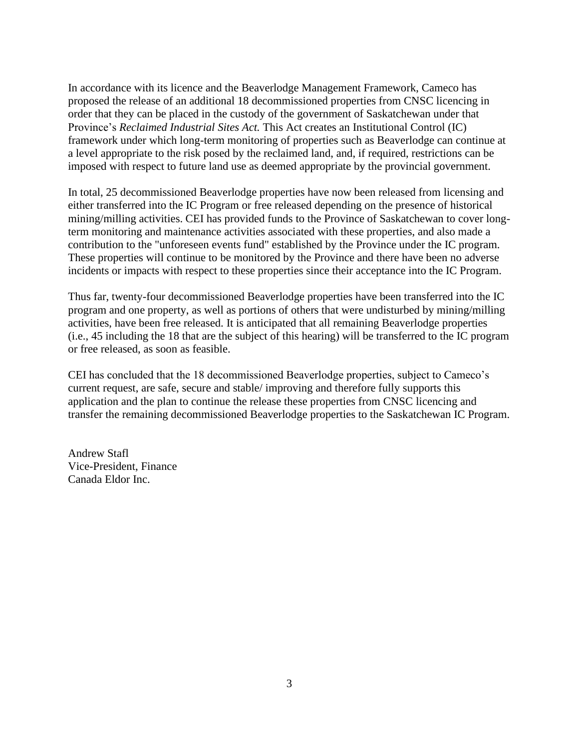In accordance with its licence and the Beaverlodge Management Framework, Cameco has proposed the release of an additional 18 decommissioned properties from CNSC licencing in order that they can be placed in the custody of the government of Saskatchewan under that Province's *Reclaimed Industrial Sites Act.* This Act creates an Institutional Control (IC) framework under which long-term monitoring of properties such as Beaverlodge can continue at a level appropriate to the risk posed by the reclaimed land, and, if required, restrictions can be imposed with respect to future land use as deemed appropriate by the provincial government.

In total, 25 decommissioned Beaverlodge properties have now been released from licensing and either transferred into the IC Program or free released depending on the presence of historical mining/milling activities. CEI has provided funds to the Province of Saskatchewan to cover long-term monitoring and maintenance activities associated with these properties, and also made a contribution to the "unforeseen events fund" established by the Province under the IC program. These properties will continue to be monitored by the Province and there have been no adverse incidents or impacts with respect to these properties since their acceptance into the IC Program.

Thus far, twenty-four decommissioned Beaverlodge properties have been transferred into the IC program and one property, as well as portions of others that were undisturbed by mining/milling activities, have been free released. It is anticipated that all remaining Beaverlodge properties (i.e., 45 including the 18 that are the subject of this hearing) will be transferred to the IC program or free released, as soon as feasible.

CEI has concluded that the 18 decommissioned Beaverlodge properties, subject to Cameco's current request, are safe, secure and stable/ improving and therefore fully supports this application and the plan to continue the release these properties from CNSC licencing and transfer the remaining decommissioned Beaverlodge properties to the Saskatchewan IC Program.

Andrew Stafl
Vice-President, Finance
Canada Eldor Inc.